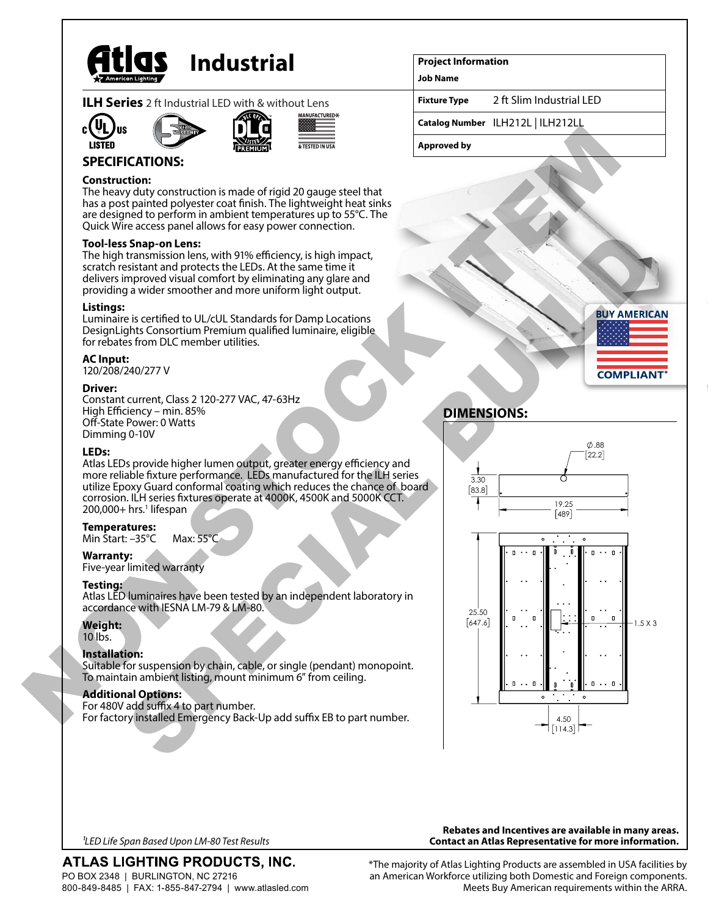# Atlas Industrial

**ILH Series** 2 ft Industrial LED with & without Lens

| Project Information | |
|---|---|
| Job Name | |
| Fixture Type | 2 ft Slim Industrial LED |
| Catalog Number | ILH212L \| ILH212LL |
| Approved by | |

NON-STOCK ITEM SPECIAL BUILD

## SPECIFICATIONS:

**Construction:**
The heavy duty construction is made of rigid 20 gauge steel that has a post painted polyester coat finish. The lightweight heat sinks are designed to perform in ambient temperatures up to 55°C. The Quick Wire access panel allows for easy power connection.

**Tool-less Snap-on Lens:**
The high transmission lens, with 91% efficiency, is high impact, scratch resistant and protects the LEDs. At the same time it delivers improved visual comfort by eliminating any glare and providing a wider smoother and more uniform light output.

**Listings:**
Luminaire is certified to UL/cUL Standards for Damp Locations DesignLights Consortium Premium qualified luminaire, eligible for rebates from DLC member utilities.

**AC Input:**
120/208/240/277 V

**Driver:**
Constant current, Class 2 120-277 VAC, 47-63Hz
High Efficiency – min. 85%
Off-State Power: 0 Watts
Dimming 0-10V

**LEDs:**
Atlas LEDs provide higher lumen output, greater energy efficiency and more reliable fixture performance. LEDs manufactured for the ILH series utilize Epoxy Guard conformal coating which reduces the chance of board corrosion. ILH series fixtures operate at 4000K, 4500K and 5000K CCT. 200,000+ hrs.[1] lifespan

**Temperatures:**
Min Start: –35°C Max: 55°C

**Warranty:**
Five-year limited warranty

**Testing:**
Atlas LED luminaires have been tested by an independent laboratory in accordance with IESNA LM-79 & LM-80.

**Weight:**
10 lbs.

**Installation:**
Suitable for suspension by chain, cable, or single (pendant) monopoint.
To maintain ambient listing, mount minimum 6" from ceiling.

**Additional Options:**
For 480V add suffix 4 to part number.
For factory installed Emergency Back-Up add suffix EB to part number.

BUY AMERICAN COMPLIANT*

## DIMENSIONS:

Ø.88 [22.2]
3.30 [83.8]
19.25 [489]
25.50 [647.6]
1.5 X 3
4.50 [114.3]

[1]LED Life Span Based Upon LM-80 Test Results

**Rebates and Incentives are available in many areas. Contact an Atlas Representative for more information.**

**ATLAS LIGHTING PRODUCTS, INC.**
PO BOX 2348 | BURLINGTON, NC 27216
800-849-8485 | FAX: 1-855-847-2794 | www.atlasled.com

*The majority of Atlas Lighting Products are assembled in USA facilities by an American Workforce utilizing both Domestic and Foreign components. Meets Buy American requirements within the ARRA.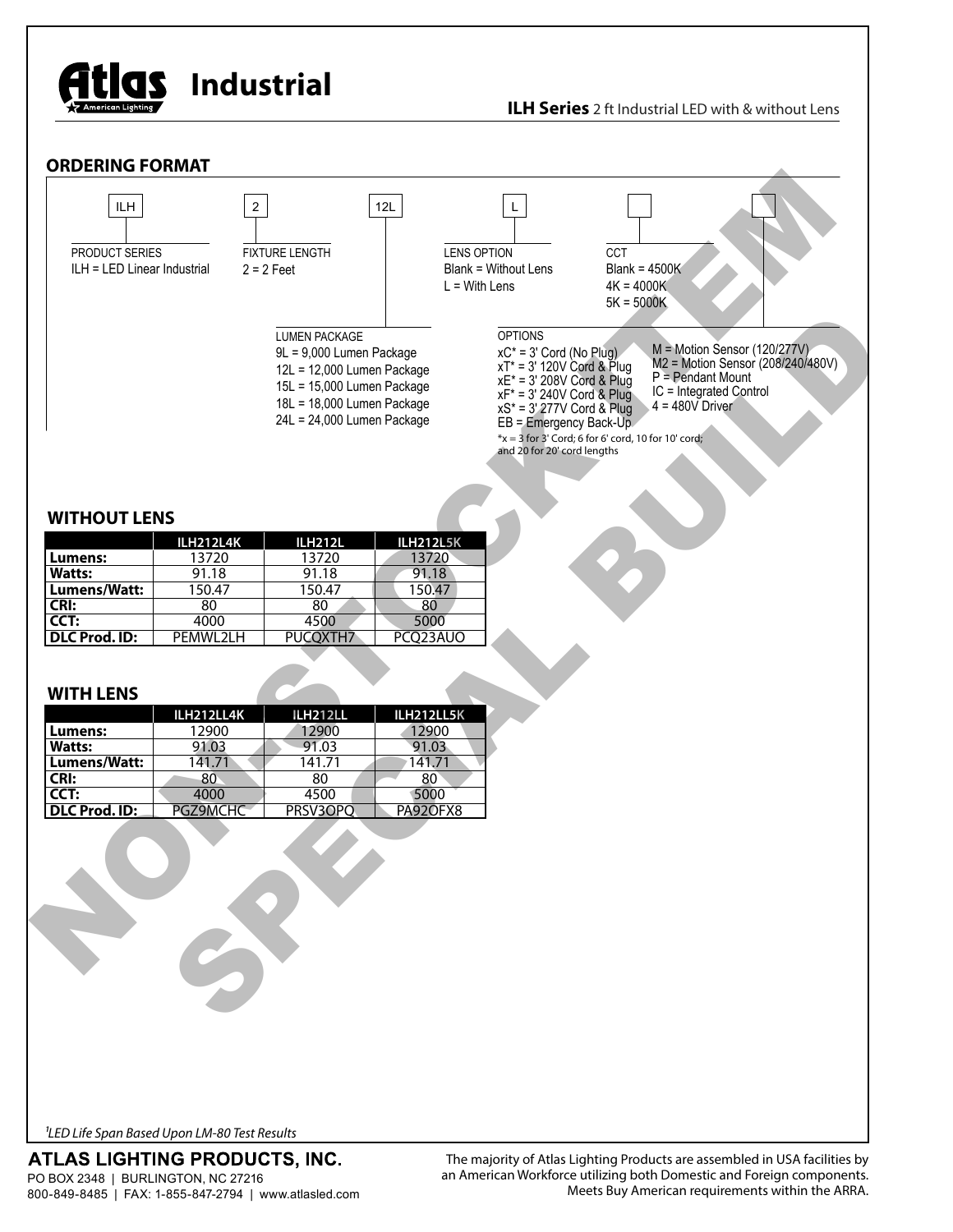# Industrial

**ILH Series** 2 ft Industrial LED with & without Lens

## ORDERING FORMAT

ILH | 2 | 12L | L | [ ] | [ ]

**PRODUCT SERIES**
ILH = LED Linear Industrial

**FIXTURE LENGTH**
2 = 2 Feet

**LUMEN PACKAGE**
9L = 9,000 Lumen Package
12L = 12,000 Lumen Package
15L = 15,000 Lumen Package
18L = 18,000 Lumen Package
24L = 24,000 Lumen Package

**LENS OPTION**
Blank = Without Lens
L = With Lens

**CCT**
Blank = 4500K
4K = 4000K
5K = 5000K

**OPTIONS**
xC* = 3' Cord (No Plug)
xT* = 3' 120V Cord & Plug
xE* = 3' 208V Cord & Plug
xF* = 3' 240V Cord & Plug
xS* = 3' 277V Cord & Plug
EB = Emergency Back-Up
M = Motion Sensor (120/277V)
M2 = Motion Sensor (208/240/480V)
P = Pendant Mount
IC = Integrated Control
4 = 480V Driver

*x = 3 for 3' Cord; 6 for 6' cord, 10 for 10' cord; and 20 for 20' cord lengths

NON-STOCK ITEM SPECIAL BUILD

## WITHOUT LENS

| | ILH212L4K | ILH212L | ILH212L5K |
|---|---|---|---|
| **Lumens:** | 13720 | 13720 | 13720 |
| **Watts:** | 91.18 | 91.18 | 91.18 |
| **Lumens/Watt:** | 150.47 | 150.47 | 150.47 |
| **CRI:** | 80 | 80 | 80 |
| **CCT:** | 4000 | 4500 | 5000 |
| **DLC Prod. ID:** | PEMWL2LH | PUCQXTH7 | PCQ23AUO |

## WITH LENS

| | ILH212LL4K | ILH212LL | ILH212LL5K |
|---|---|---|---|
| **Lumens:** | 12900 | 12900 | 12900 |
| **Watts:** | 91.03 | 91.03 | 91.03 |
| **Lumens/Watt:** | 141.71 | 141.71 | 141.71 |
| **CRI:** | 80 | 80 | 80 |
| **CCT:** | 4000 | 4500 | 5000 |
| **DLC Prod. ID:** | PGZ9MCHC | PRSV3OPQ | PA92OFX8 |

[1] *LED Life Span Based Upon LM-80 Test Results*

**ATLAS LIGHTING PRODUCTS, INC.**
PO BOX 2348 | BURLINGTON, NC 27216
800-849-8485 | FAX: 1-855-847-2794 | www.atlasled.com

The majority of Atlas Lighting Products are assembled in USA facilities by an American Workforce utilizing both Domestic and Foreign components. Meets Buy American requirements within the ARRA.